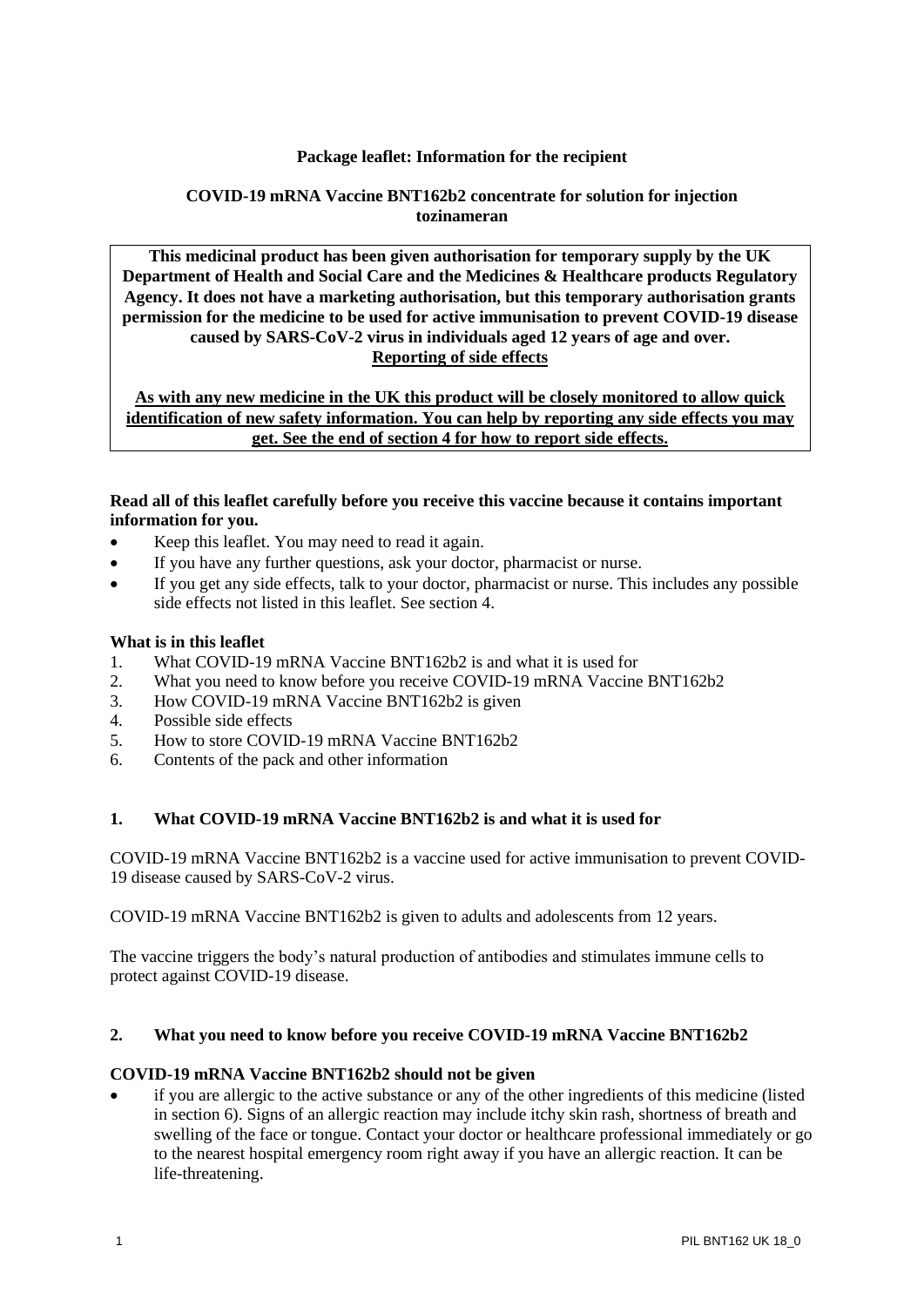**Package leaflet: Information for the recipient**

**COVID-19 mRNA Vaccine BNT162b2 concentrate for solution for injection**
**tozinameran**

> **This medicinal product has been given authorisation for temporary supply by the UK Department of Health and Social Care and the Medicines & Healthcare products Regulatory Agency. It does not have a marketing authorisation, but this temporary authorisation grants permission for the medicine to be used for active immunisation to prevent COVID-19 disease caused by SARS-CoV-2 virus in individuals aged 12 years of age and over.**
>
> **Reporting of side effects**
>
> **As with any new medicine in the UK this product will be closely monitored to allow quick identification of new safety information. You can help by reporting any side effects you may get. See the end of section 4 for how to report side effects.**

**Read all of this leaflet carefully before you receive this vaccine because it contains important information for you.**

- Keep this leaflet. You may need to read it again.
- If you have any further questions, ask your doctor, pharmacist or nurse.
- If you get any side effects, talk to your doctor, pharmacist or nurse. This includes any possible side effects not listed in this leaflet. See section 4.

**What is in this leaflet**

1. What COVID-19 mRNA Vaccine BNT162b2 is and what it is used for
2. What you need to know before you receive COVID-19 mRNA Vaccine BNT162b2
3. How COVID-19 mRNA Vaccine BNT162b2 is given
4. Possible side effects
5. How to store COVID-19 mRNA Vaccine BNT162b2
6. Contents of the pack and other information

## 1. What COVID-19 mRNA Vaccine BNT162b2 is and what it is used for

COVID-19 mRNA Vaccine BNT162b2 is a vaccine used for active immunisation to prevent COVID-19 disease caused by SARS-CoV-2 virus.

COVID-19 mRNA Vaccine BNT162b2 is given to adults and adolescents from 12 years.

The vaccine triggers the body's natural production of antibodies and stimulates immune cells to protect against COVID-19 disease.

## 2. What you need to know before you receive COVID-19 mRNA Vaccine BNT162b2

**COVID-19 mRNA Vaccine BNT162b2 should not be given**

- if you are allergic to the active substance or any of the other ingredients of this medicine (listed in section 6). Signs of an allergic reaction may include itchy skin rash, shortness of breath and swelling of the face or tongue. Contact your doctor or healthcare professional immediately or go to the nearest hospital emergency room right away if you have an allergic reaction. It can be life-threatening.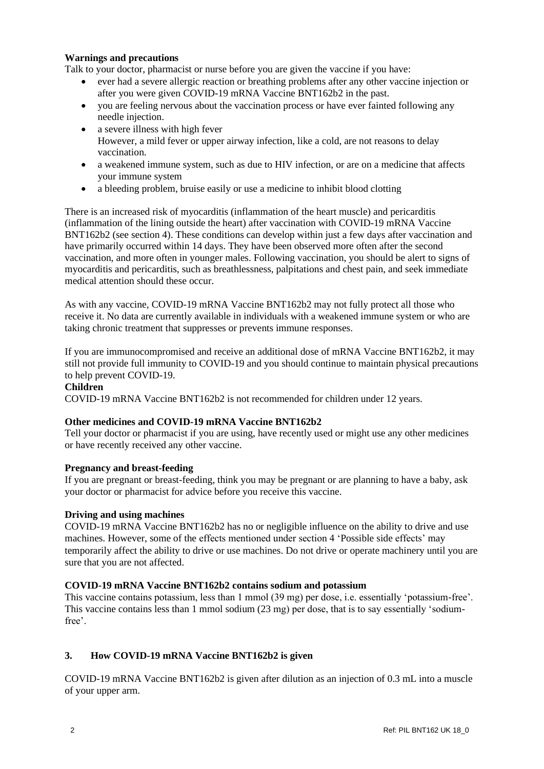**Warnings and precautions**

Talk to your doctor, pharmacist or nurse before you are given the vaccine if you have:

- ever had a severe allergic reaction or breathing problems after any other vaccine injection or after you were given COVID-19 mRNA Vaccine BNT162b2 in the past.
- you are feeling nervous about the vaccination process or have ever fainted following any needle injection.
- a severe illness with high fever
  However, a mild fever or upper airway infection, like a cold, are not reasons to delay vaccination.
- a weakened immune system, such as due to HIV infection, or are on a medicine that affects your immune system
- a bleeding problem, bruise easily or use a medicine to inhibit blood clotting

There is an increased risk of myocarditis (inflammation of the heart muscle) and pericarditis (inflammation of the lining outside the heart) after vaccination with COVID-19 mRNA Vaccine BNT162b2 (see section 4). These conditions can develop within just a few days after vaccination and have primarily occurred within 14 days. They have been observed more often after the second vaccination, and more often in younger males. Following vaccination, you should be alert to signs of myocarditis and pericarditis, such as breathlessness, palpitations and chest pain, and seek immediate medical attention should these occur.

As with any vaccine, COVID-19 mRNA Vaccine BNT162b2 may not fully protect all those who receive it. No data are currently available in individuals with a weakened immune system or who are taking chronic treatment that suppresses or prevents immune responses.

If you are immunocompromised and receive an additional dose of mRNA Vaccine BNT162b2, it may still not provide full immunity to COVID-19 and you should continue to maintain physical precautions to help prevent COVID-19.

**Children**

COVID-19 mRNA Vaccine BNT162b2 is not recommended for children under 12 years.

**Other medicines and COVID-19 mRNA Vaccine BNT162b2**

Tell your doctor or pharmacist if you are using, have recently used or might use any other medicines or have recently received any other vaccine.

**Pregnancy and breast-feeding**

If you are pregnant or breast-feeding, think you may be pregnant or are planning to have a baby, ask your doctor or pharmacist for advice before you receive this vaccine.

**Driving and using machines**

COVID-19 mRNA Vaccine BNT162b2 has no or negligible influence on the ability to drive and use machines. However, some of the effects mentioned under section 4 'Possible side effects' may temporarily affect the ability to drive or use machines. Do not drive or operate machinery until you are sure that you are not affected.

**COVID-19 mRNA Vaccine BNT162b2 contains sodium and potassium**

This vaccine contains potassium, less than 1 mmol (39 mg) per dose, i.e. essentially 'potassium-free'. This vaccine contains less than 1 mmol sodium (23 mg) per dose, that is to say essentially 'sodium-free'.

## 3. How COVID-19 mRNA Vaccine BNT162b2 is given

COVID-19 mRNA Vaccine BNT162b2 is given after dilution as an injection of 0.3 mL into a muscle of your upper arm.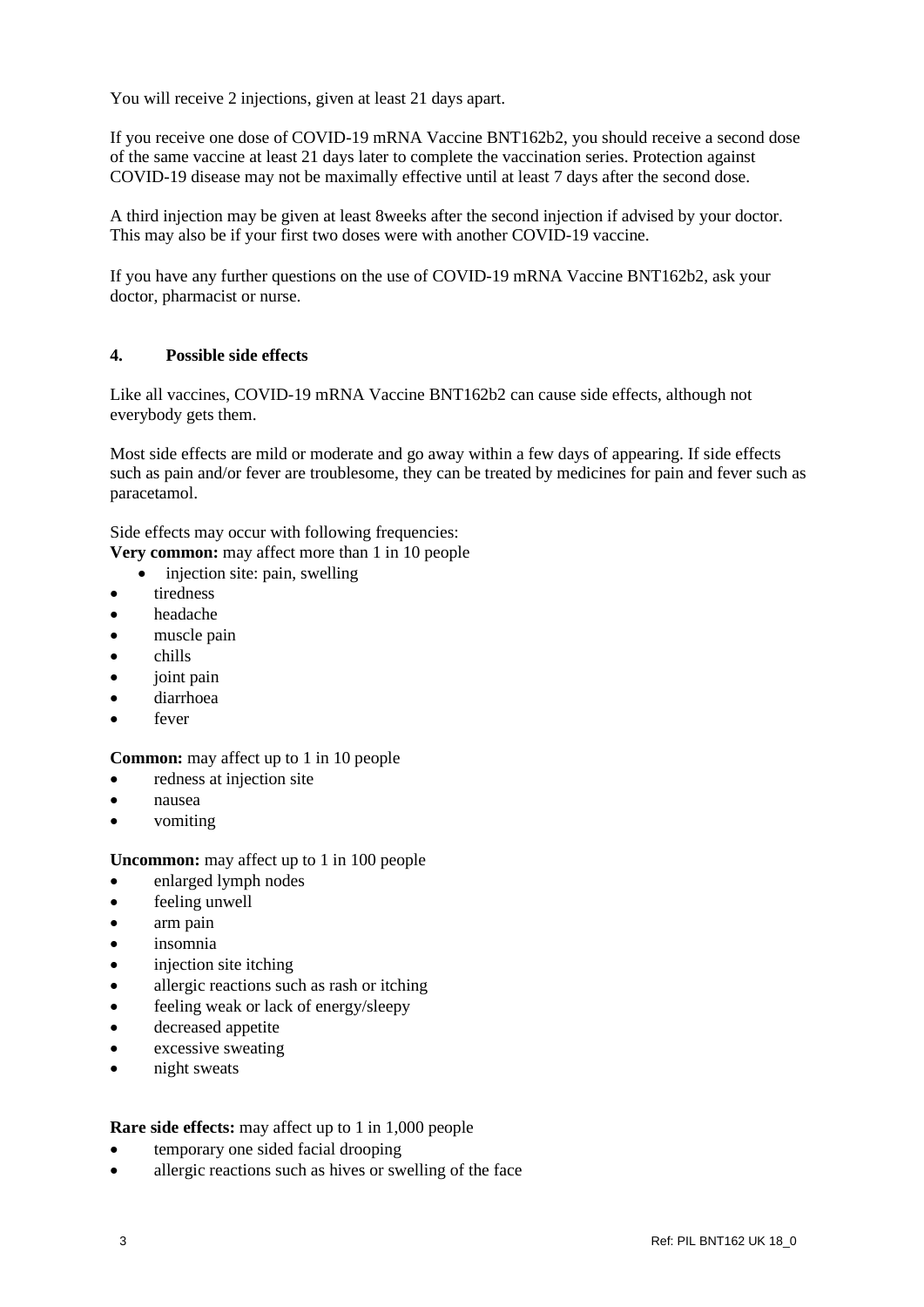You will receive 2 injections, given at least 21 days apart.

If you receive one dose of COVID-19 mRNA Vaccine BNT162b2, you should receive a second dose of the same vaccine at least 21 days later to complete the vaccination series. Protection against COVID-19 disease may not be maximally effective until at least 7 days after the second dose.

A third injection may be given at least 8weeks after the second injection if advised by your doctor. This may also be if your first two doses were with another COVID-19 vaccine.

If you have any further questions on the use of COVID-19 mRNA Vaccine BNT162b2, ask your doctor, pharmacist or nurse.

## 4. Possible side effects

Like all vaccines, COVID-19 mRNA Vaccine BNT162b2 can cause side effects, although not everybody gets them.

Most side effects are mild or moderate and go away within a few days of appearing. If side effects such as pain and/or fever are troublesome, they can be treated by medicines for pain and fever such as paracetamol.

Side effects may occur with following frequencies:

**Very common:** may affect more than 1 in 10 people

- injection site: pain, swelling
- tiredness
- headache
- muscle pain
- chills
- joint pain
- diarrhoea
- fever

**Common:** may affect up to 1 in 10 people

- redness at injection site
- nausea
- vomiting

**Uncommon:** may affect up to 1 in 100 people

- enlarged lymph nodes
- feeling unwell
- arm pain
- insomnia
- injection site itching
- allergic reactions such as rash or itching
- feeling weak or lack of energy/sleepy
- decreased appetite
- excessive sweating
- night sweats

**Rare side effects:** may affect up to 1 in 1,000 people

- temporary one sided facial drooping
- allergic reactions such as hives or swelling of the face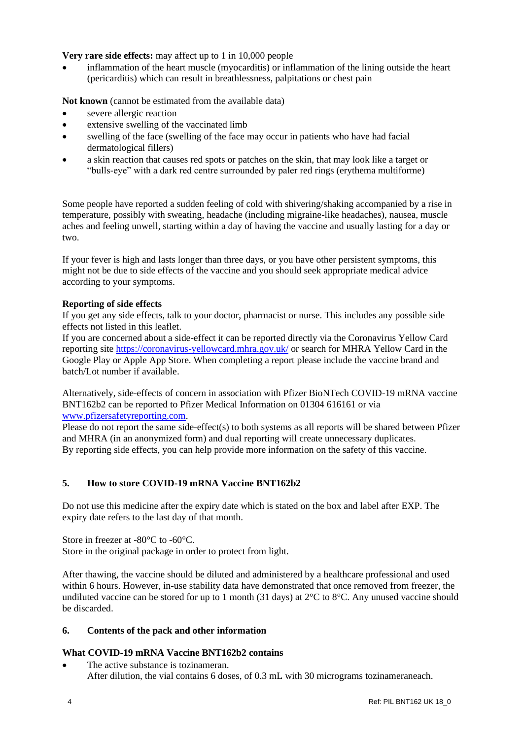**Very rare side effects:** may affect up to 1 in 10,000 people

- inflammation of the heart muscle (myocarditis) or inflammation of the lining outside the heart (pericarditis) which can result in breathlessness, palpitations or chest pain

**Not known** (cannot be estimated from the available data)

- severe allergic reaction
- extensive swelling of the vaccinated limb
- swelling of the face (swelling of the face may occur in patients who have had facial dermatological fillers)
- a skin reaction that causes red spots or patches on the skin, that may look like a target or "bulls-eye" with a dark red centre surrounded by paler red rings (erythema multiforme)

Some people have reported a sudden feeling of cold with shivering/shaking accompanied by a rise in temperature, possibly with sweating, headache (including migraine-like headaches), nausea, muscle aches and feeling unwell, starting within a day of having the vaccine and usually lasting for a day or two.

If your fever is high and lasts longer than three days, or you have other persistent symptoms, this might not be due to side effects of the vaccine and you should seek appropriate medical advice according to your symptoms.

**Reporting of side effects**

If you get any side effects, talk to your doctor, pharmacist or nurse. This includes any possible side effects not listed in this leaflet.

If you are concerned about a side-effect it can be reported directly via the Coronavirus Yellow Card reporting site [https://coronavirus-yellowcard.mhra.gov.uk/](https://coronavirus-yellowcard.mhra.gov.uk/) or search for MHRA Yellow Card in the Google Play or Apple App Store. When completing a report please include the vaccine brand and batch/Lot number if available.

Alternatively, side-effects of concern in association with Pfizer BioNTech COVID-19 mRNA vaccine BNT162b2 can be reported to Pfizer Medical Information on 01304 616161 or via [www.pfizersafetyreporting.com](www.pfizersafetyreporting.com).

Please do not report the same side-effect(s) to both systems as all reports will be shared between Pfizer and MHRA (in an anonymized form) and dual reporting will create unnecessary duplicates.

By reporting side effects, you can help provide more information on the safety of this vaccine.

## 5. How to store COVID-19 mRNA Vaccine BNT162b2

Do not use this medicine after the expiry date which is stated on the box and label after EXP. The expiry date refers to the last day of that month.

Store in freezer at -80°C to -60°C.

Store in the original package in order to protect from light.

After thawing, the vaccine should be diluted and administered by a healthcare professional and used within 6 hours. However, in-use stability data have demonstrated that once removed from freezer, the undiluted vaccine can be stored for up to 1 month (31 days) at 2°C to 8°C. Any unused vaccine should be discarded.

## 6. Contents of the pack and other information

**What COVID-19 mRNA Vaccine BNT162b2 contains**

- The active substance is tozinameran.
  After dilution, the vial contains 6 doses, of 0.3 mL with 30 micrograms tozinameraneach.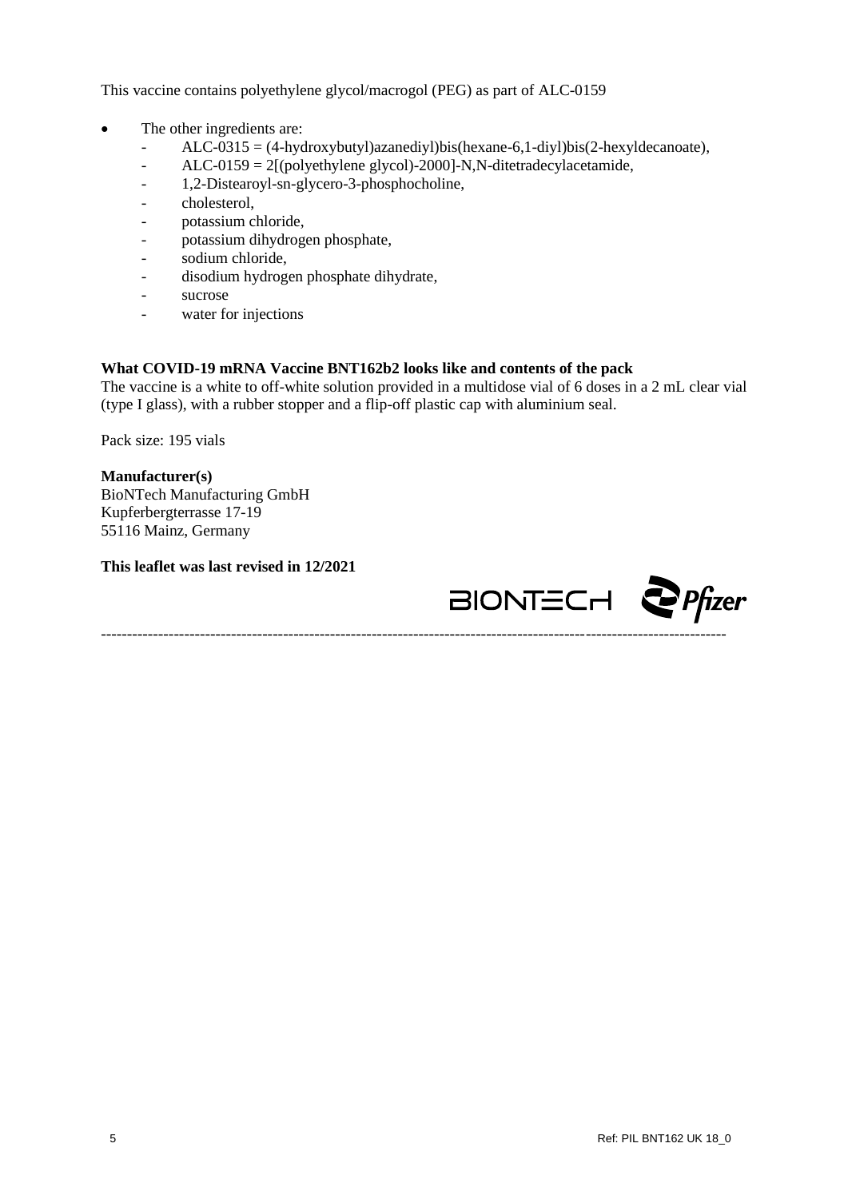This vaccine contains polyethylene glycol/macrogol (PEG) as part of ALC-0159

- The other ingredients are:
  - ALC-0315 = (4-hydroxybutyl)azanediyl)bis(hexane-6,1-diyl)bis(2-hexyldecanoate),
  - ALC-0159 = 2[(polyethylene glycol)-2000]-N,N-ditetradecylacetamide,
  - 1,2-Distearoyl-sn-glycero-3-phosphocholine,
  - cholesterol,
  - potassium chloride,
  - potassium dihydrogen phosphate,
  - sodium chloride,
  - disodium hydrogen phosphate dihydrate,
  - sucrose
  - water for injections

**What COVID-19 mRNA Vaccine BNT162b2 looks like and contents of the pack**

The vaccine is a white to off-white solution provided in a multidose vial of 6 doses in a 2 mL clear vial (type I glass), with a rubber stopper and a flip-off plastic cap with aluminium seal.

Pack size: 195 vials

**Manufacturer(s)**

BioNTech Manufacturing GmbH
Kupferbergterrasse 17-19
55116 Mainz, Germany

**This leaflet was last revised in 12/2021**

BIONTECH Pfizer

---

Ref: PIL BNT162 UK 18_0